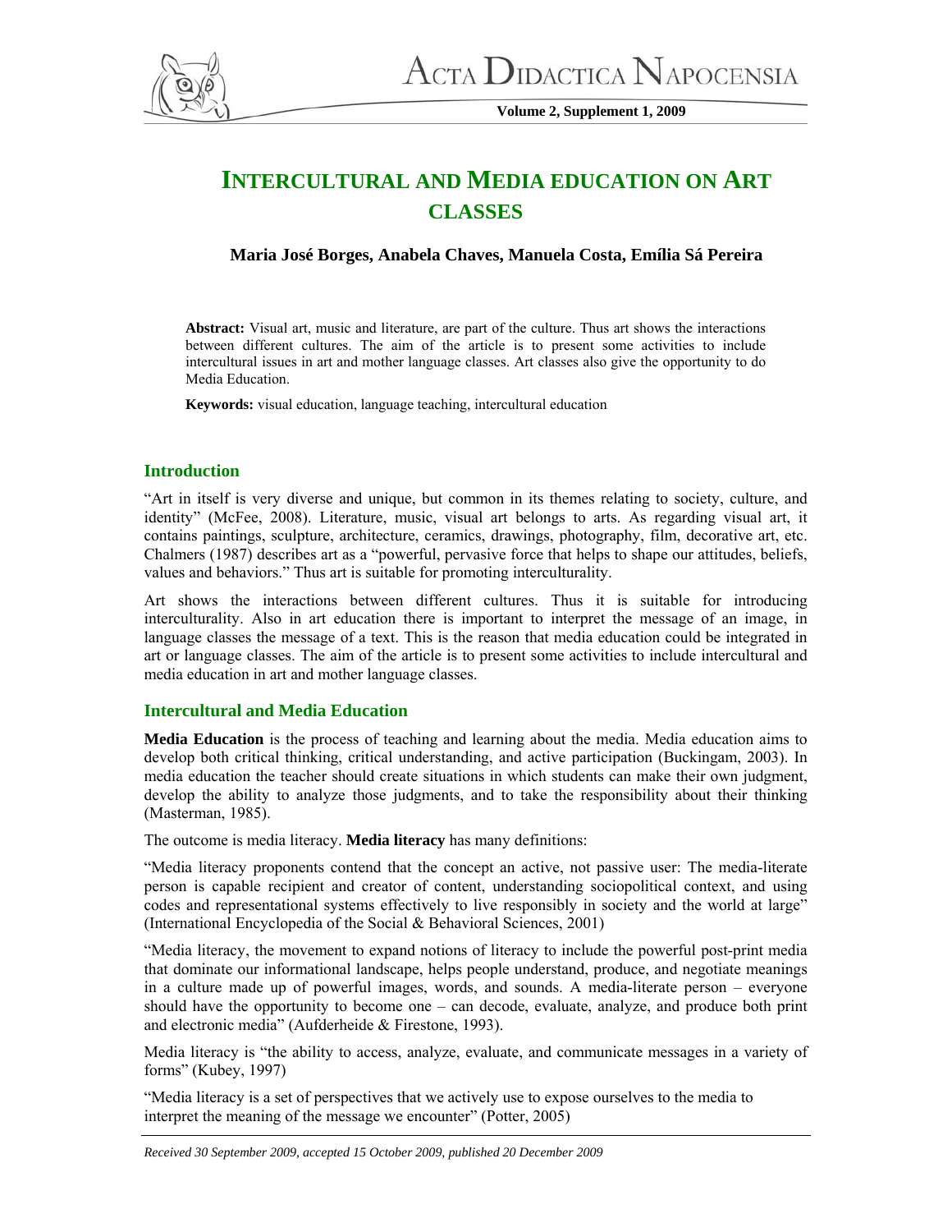# INTERCULTURAL AND MEDIA EDUCATION ON ART CLASSES

**Maria José Borges, Anabela Chaves, Manuela Costa, Emília Sá Pereira**

**Abstract:** Visual art, music and literature, are part of the culture. Thus art shows the interactions between different cultures. The aim of the article is to present some activities to include intercultural issues in art and mother language classes. Art classes also give the opportunity to do Media Education.

**Keywords:** visual education, language teaching, intercultural education

## Introduction

"Art in itself is very diverse and unique, but common in its themes relating to society, culture, and identity" (McFee, 2008). Literature, music, visual art belongs to arts. As regarding visual art, it contains paintings, sculpture, architecture, ceramics, drawings, photography, film, decorative art, etc. Chalmers (1987) describes art as a "powerful, pervasive force that helps to shape our attitudes, beliefs, values and behaviors." Thus art is suitable for promoting interculturality.

Art shows the interactions between different cultures. Thus it is suitable for introducing interculturality. Also in art education there is important to interpret the message of an image, in language classes the message of a text. This is the reason that media education could be integrated in art or language classes. The aim of the article is to present some activities to include intercultural and media education in art and mother language classes.

## Intercultural and Media Education

**Media Education** is the process of teaching and learning about the media. Media education aims to develop both critical thinking, critical understanding, and active participation (Buckingam, 2003). In media education the teacher should create situations in which students can make their own judgment, develop the ability to analyze those judgments, and to take the responsibility about their thinking (Masterman, 1985).

The outcome is media literacy. **Media literacy** has many definitions:

"Media literacy proponents contend that the concept an active, not passive user: The media-literate person is capable recipient and creator of content, understanding sociopolitical context, and using codes and representational systems effectively to live responsibly in society and the world at large" (International Encyclopedia of the Social & Behavioral Sciences, 2001)

"Media literacy, the movement to expand notions of literacy to include the powerful post-print media that dominate our informational landscape, helps people understand, produce, and negotiate meanings in a culture made up of powerful images, words, and sounds. A media-literate person – everyone should have the opportunity to become one – can decode, evaluate, analyze, and produce both print and electronic media" (Aufderheide & Firestone, 1993).

Media literacy is "the ability to access, analyze, evaluate, and communicate messages in a variety of forms" (Kubey, 1997)

"Media literacy is a set of perspectives that we actively use to expose ourselves to the media to interpret the meaning of the message we encounter" (Potter, 2005)

*Received 30 September 2009, accepted 15 October 2009, published 20 December 2009*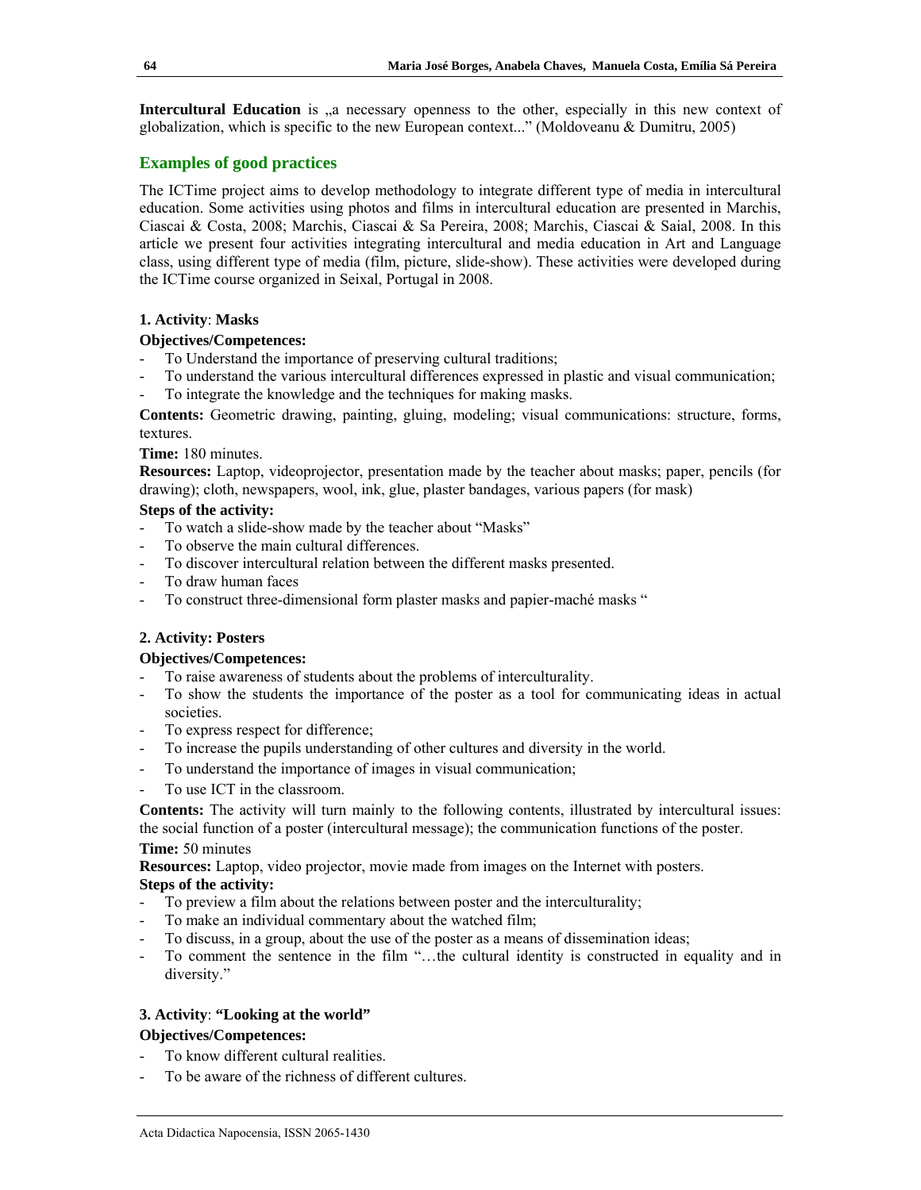**Intercultural Education** is „a necessary openness to the other, especially in this new context of globalization, which is specific to the new European context...” (Moldoveanu & Dumitru, 2005)

## Examples of good practices

The ICTime project aims to develop methodology to integrate different type of media in intercultural education. Some activities using photos and films in intercultural education are presented in Marchis, Ciascai & Costa, 2008; Marchis, Ciascai & Sa Pereira, 2008; Marchis, Ciascai & Saial, 2008. In this article we present four activities integrating intercultural and media education in Art and Language class, using different type of media (film, picture, slide-show). These activities were developed during the ICTime course organized in Seixal, Portugal in 2008.

### 1. Activity: Masks

**Objectives/Competences:**

- To Understand the importance of preserving cultural traditions;
- To understand the various intercultural differences expressed in plastic and visual communication;
- To integrate the knowledge and the techniques for making masks.

**Contents:** Geometric drawing, painting, gluing, modeling; visual communications: structure, forms, textures.

**Time:** 180 minutes.

**Resources:** Laptop, videoprojector, presentation made by the teacher about masks; paper, pencils (for drawing); cloth, newspapers, wool, ink, glue, plaster bandages, various papers (for mask)

**Steps of the activity:**

- To watch a slide-show made by the teacher about “Masks”
- To observe the main cultural differences.
- To discover intercultural relation between the different masks presented.
- To draw human faces
- To construct three-dimensional form plaster masks and papier-maché masks “

### 2. Activity: Posters

**Objectives/Competences:**

- To raise awareness of students about the problems of interculturality.
- To show the students the importance of the poster as a tool for communicating ideas in actual societies.
- To express respect for difference;
- To increase the pupils understanding of other cultures and diversity in the world.
- To understand the importance of images in visual communication;
- To use ICT in the classroom.

**Contents:** The activity will turn mainly to the following contents, illustrated by intercultural issues: the social function of a poster (intercultural message); the communication functions of the poster.

**Time:** 50 minutes

**Resources:** Laptop, video projector, movie made from images on the Internet with posters.

**Steps of the activity:**

- To preview a film about the relations between poster and the interculturality;
- To make an individual commentary about the watched film;
- To discuss, in a group, about the use of the poster as a means of dissemination ideas;
- To comment the sentence in the film “…the cultural identity is constructed in equality and in diversity.”

### 3. Activity: “Looking at the world”

**Objectives/Competences:**

- To know different cultural realities.
- To be aware of the richness of different cultures.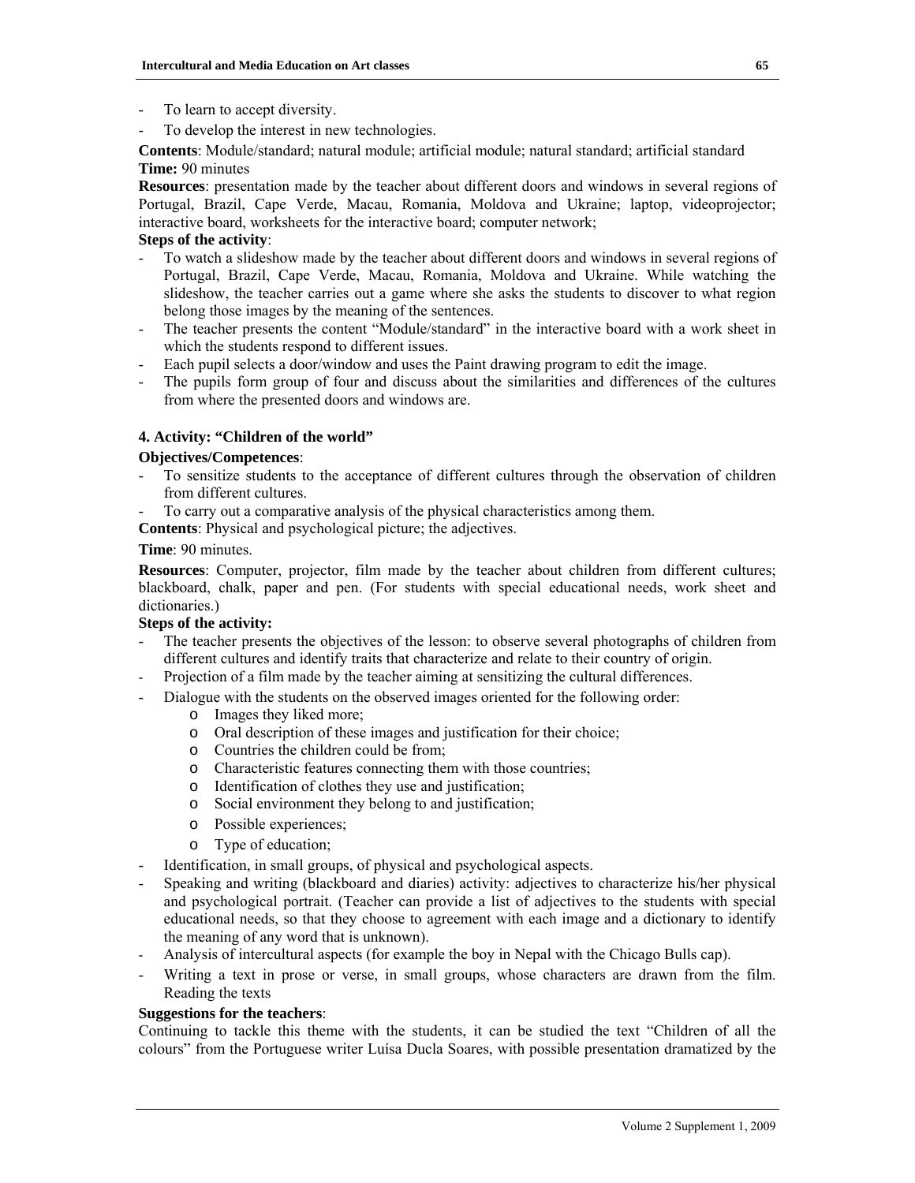- To learn to accept diversity.
- To develop the interest in new technologies.

**Contents**: Module/standard; natural module; artificial module; natural standard; artificial standard
**Time:** 90 minutes

**Resources**: presentation made by the teacher about different doors and windows in several regions of Portugal, Brazil, Cape Verde, Macau, Romania, Moldova and Ukraine; laptop, videoprojector; interactive board, worksheets for the interactive board; computer network;

**Steps of the activity**:

- To watch a slideshow made by the teacher about different doors and windows in several regions of Portugal, Brazil, Cape Verde, Macau, Romania, Moldova and Ukraine. While watching the slideshow, the teacher carries out a game where she asks the students to discover to what region belong those images by the meaning of the sentences.
- The teacher presents the content "Module/standard" in the interactive board with a work sheet in which the students respond to different issues.
- Each pupil selects a door/window and uses the Paint drawing program to edit the image.
- The pupils form group of four and discuss about the similarities and differences of the cultures from where the presented doors and windows are.

### 4. Activity: "Children of the world"

**Objectives/Competences**:

- To sensitize students to the acceptance of different cultures through the observation of children from different cultures.
- To carry out a comparative analysis of the physical characteristics among them.

**Contents**: Physical and psychological picture; the adjectives.

**Time**: 90 minutes.

**Resources**: Computer, projector, film made by the teacher about children from different cultures; blackboard, chalk, paper and pen. (For students with special educational needs, work sheet and dictionaries.)

**Steps of the activity:**

- The teacher presents the objectives of the lesson: to observe several photographs of children from different cultures and identify traits that characterize and relate to their country of origin.
- Projection of a film made by the teacher aiming at sensitizing the cultural differences.
- Dialogue with the students on the observed images oriented for the following order:
  - Images they liked more;
  - Oral description of these images and justification for their choice;
  - Countries the children could be from;
  - Characteristic features connecting them with those countries;
  - Identification of clothes they use and justification;
  - Social environment they belong to and justification;
  - Possible experiences;
  - Type of education;
- Identification, in small groups, of physical and psychological aspects.
- Speaking and writing (blackboard and diaries) activity: adjectives to characterize his/her physical and psychological portrait. (Teacher can provide a list of adjectives to the students with special educational needs, so that they choose to agreement with each image and a dictionary to identify the meaning of any word that is unknown).
- Analysis of intercultural aspects (for example the boy in Nepal with the Chicago Bulls cap).
- Writing a text in prose or verse, in small groups, whose characters are drawn from the film. Reading the texts

**Suggestions for the teachers**:

Continuing to tackle this theme with the students, it can be studied the text "Children of all the colours" from the Portuguese writer Luísa Ducla Soares, with possible presentation dramatized by the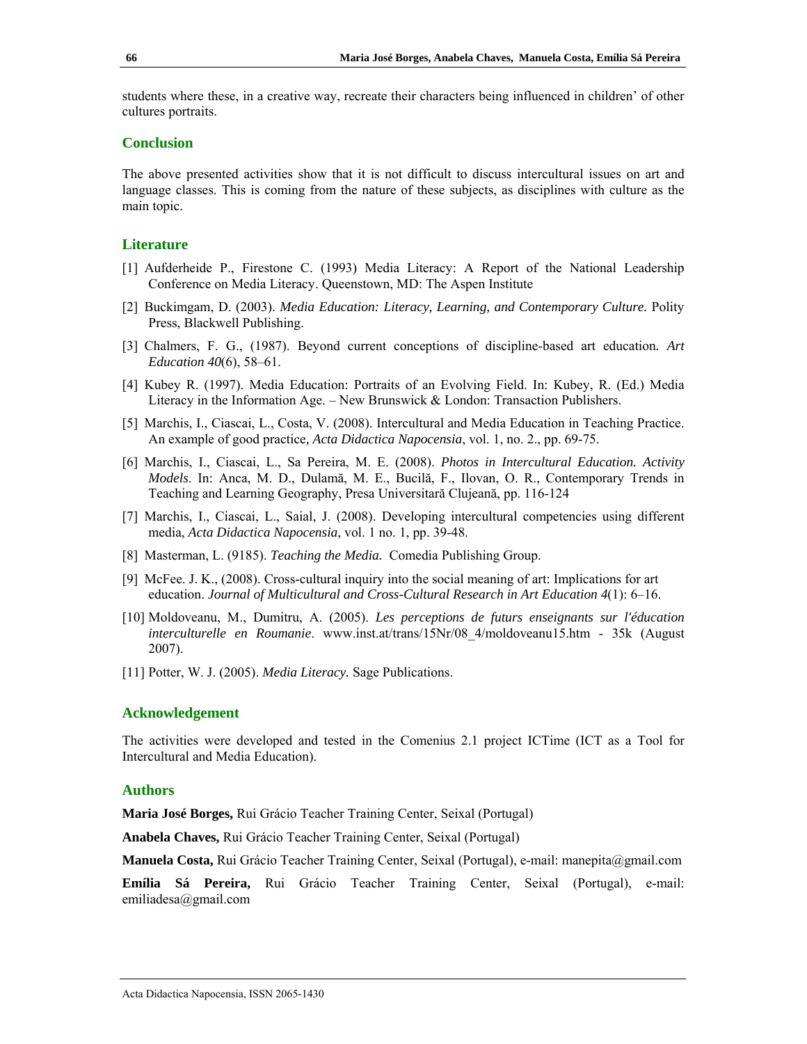students where these, in a creative way, recreate their characters being influenced in children' of other cultures portraits.

## Conclusion

The above presented activities show that it is not difficult to discuss intercultural issues on art and language classes. This is coming from the nature of these subjects, as disciplines with culture as the main topic.

## Literature

[1] Aufderheide P., Firestone C. (1993) Media Literacy: A Report of the National Leadership Conference on Media Literacy. Queenstown, MD: The Aspen Institute

[2] Buckimgam, D. (2003). *Media Education: Literacy, Learning, and Contemporary Culture.* Polity Press, Blackwell Publishing.

[3] Chalmers, F. G., (1987). Beyond current conceptions of discipline-based art education*. Art Education 40*(6), 58–61.

[4] Kubey R. (1997). Media Education: Portraits of an Evolving Field. In: Kubey, R. (Ed.) Media Literacy in the Information Age. – New Brunswick & London: Transaction Publishers.

[5] Marchis, I., Ciascai, L., Costa, V. (2008). Intercultural and Media Education in Teaching Practice. An example of good practice*, Acta Didactica Napocensia*, vol. 1, no. 2., pp. 69-75.

[6] Marchis, I., Ciascai, L., Sa Pereira, M. E. (2008). *Photos in Intercultural Education. Activity Models*. In: Anca, M. D., Dulamă, M. E., Bucilă, F., Ilovan, O. R., Contemporary Trends in Teaching and Learning Geography, Presa Universitară Clujeană, pp. 116-124

[7] Marchis, I., Ciascai, L., Saial, J. (2008). Developing intercultural competencies using different media, *Acta Didactica Napocensia*, vol. 1 no. 1, pp. 39-48.

[8] Masterman, L. (9185). *Teaching the Media.* Comedia Publishing Group.

[9] McFee. J. K., (2008). Cross-cultural inquiry into the social meaning of art: Implications for art education. *Journal of Multicultural and Cross-Cultural Research in Art Education 4*(1): 6–16.

[10] Moldoveanu, M., Dumitru, A. (2005). *Les perceptions de futurs enseignants sur l'éducation interculturelle en Roumanie*. www.inst.at/trans/15Nr/08_4/moldoveanu15.htm - 35k (August 2007).

[11] Potter, W. J. (2005). *Media Literacy.* Sage Publications.

## Acknowledgement

The activities were developed and tested in the Comenius 2.1 project ICTime (ICT as a Tool for Intercultural and Media Education).

## Authors

**Maria José Borges,** Rui Grácio Teacher Training Center, Seixal (Portugal)

**Anabela Chaves,** Rui Grácio Teacher Training Center, Seixal (Portugal)

**Manuela Costa,** Rui Grácio Teacher Training Center, Seixal (Portugal), e-mail: manepita@gmail.com

**Emília Sá Pereira,** Rui Grácio Teacher Training Center, Seixal (Portugal), e-mail: emiliadesa@gmail.com